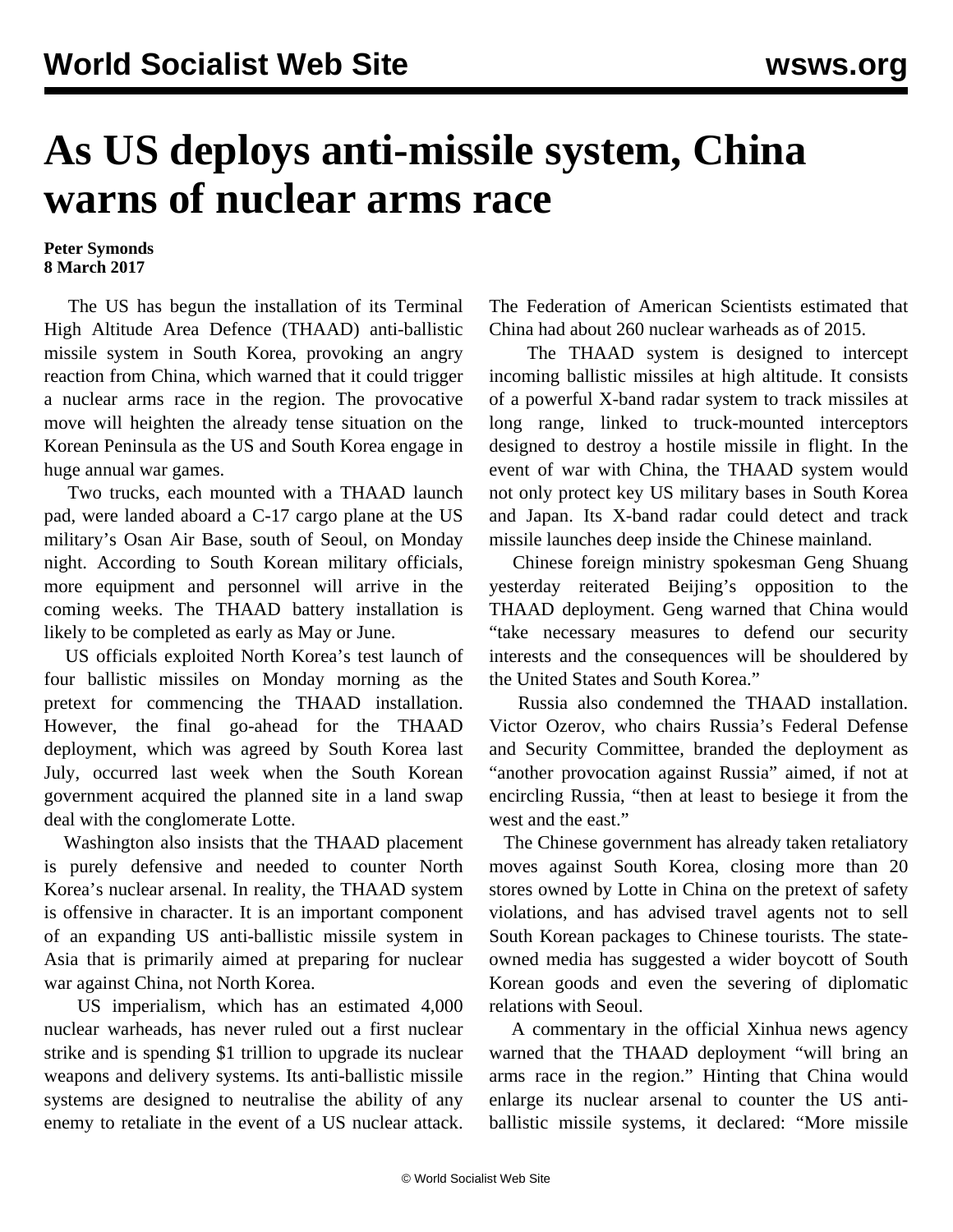# As US deploys anti-missile system, China warns of nuclear arms race

**Peter Symonds**
**8 March 2017**

The US has begun the installation of its Terminal High Altitude Area Defence (THAAD) anti-ballistic missile system in South Korea, provoking an angry reaction from China, which warned that it could trigger a nuclear arms race in the region. The provocative move will heighten the already tense situation on the Korean Peninsula as the US and South Korea engage in huge annual war games.

Two trucks, each mounted with a THAAD launch pad, were landed aboard a C-17 cargo plane at the US military's Osan Air Base, south of Seoul, on Monday night. According to South Korean military officials, more equipment and personnel will arrive in the coming weeks. The THAAD battery installation is likely to be completed as early as May or June.

US officials exploited North Korea's test launch of four ballistic missiles on Monday morning as the pretext for commencing the THAAD installation. However, the final go-ahead for the THAAD deployment, which was agreed by South Korea last July, occurred last week when the South Korean government acquired the planned site in a land swap deal with the conglomerate Lotte.

Washington also insists that the THAAD placement is purely defensive and needed to counter North Korea's nuclear arsenal. In reality, the THAAD system is offensive in character. It is an important component of an expanding US anti-ballistic missile system in Asia that is primarily aimed at preparing for nuclear war against China, not North Korea.

US imperialism, which has an estimated 4,000 nuclear warheads, has never ruled out a first nuclear strike and is spending $1 trillion to upgrade its nuclear weapons and delivery systems. Its anti-ballistic missile systems are designed to neutralise the ability of any enemy to retaliate in the event of a US nuclear attack. The Federation of American Scientists estimated that China had about 260 nuclear warheads as of 2015.

The THAAD system is designed to intercept incoming ballistic missiles at high altitude. It consists of a powerful X-band radar system to track missiles at long range, linked to truck-mounted interceptors designed to destroy a hostile missile in flight. In the event of war with China, the THAAD system would not only protect key US military bases in South Korea and Japan. Its X-band radar could detect and track missile launches deep inside the Chinese mainland.

Chinese foreign ministry spokesman Geng Shuang yesterday reiterated Beijing's opposition to the THAAD deployment. Geng warned that China would "take necessary measures to defend our security interests and the consequences will be shouldered by the United States and South Korea."

Russia also condemned the THAAD installation. Victor Ozerov, who chairs Russia's Federal Defense and Security Committee, branded the deployment as "another provocation against Russia" aimed, if not at encircling Russia, "then at least to besiege it from the west and the east."

The Chinese government has already taken retaliatory moves against South Korea, closing more than 20 stores owned by Lotte in China on the pretext of safety violations, and has advised travel agents not to sell South Korean packages to Chinese tourists. The state-owned media has suggested a wider boycott of South Korean goods and even the severing of diplomatic relations with Seoul.

A commentary in the official Xinhua news agency warned that the THAAD deployment "will bring an arms race in the region." Hinting that China would enlarge its nuclear arsenal to counter the US anti-ballistic missile systems, it declared: "More missile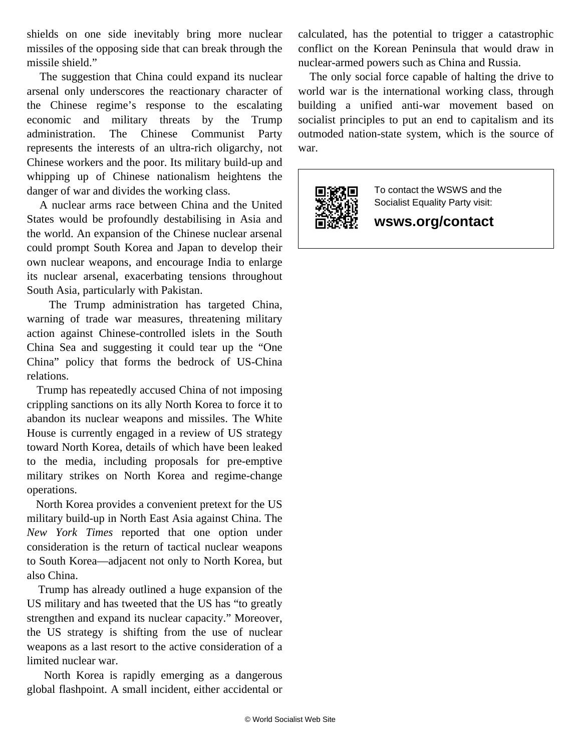shields on one side inevitably bring more nuclear missiles of the opposing side that can break through the missile shield."

The suggestion that China could expand its nuclear arsenal only underscores the reactionary character of the Chinese regime's response to the escalating economic and military threats by the Trump administration. The Chinese Communist Party represents the interests of an ultra-rich oligarchy, not Chinese workers and the poor. Its military build-up and whipping up of Chinese nationalism heightens the danger of war and divides the working class.

A nuclear arms race between China and the United States would be profoundly destabilising in Asia and the world. An expansion of the Chinese nuclear arsenal could prompt South Korea and Japan to develop their own nuclear weapons, and encourage India to enlarge its nuclear arsenal, exacerbating tensions throughout South Asia, particularly with Pakistan.

The Trump administration has targeted China, warning of trade war measures, threatening military action against Chinese-controlled islets in the South China Sea and suggesting it could tear up the "One China" policy that forms the bedrock of US-China relations.

Trump has repeatedly accused China of not imposing crippling sanctions on its ally North Korea to force it to abandon its nuclear weapons and missiles. The White House is currently engaged in a review of US strategy toward North Korea, details of which have been leaked to the media, including proposals for pre-emptive military strikes on North Korea and regime-change operations.

North Korea provides a convenient pretext for the US military build-up in North East Asia against China. The *New York Times* reported that one option under consideration is the return of tactical nuclear weapons to South Korea—adjacent not only to North Korea, but also China.

Trump has already outlined a huge expansion of the US military and has tweeted that the US has "to greatly strengthen and expand its nuclear capacity." Moreover, the US strategy is shifting from the use of nuclear weapons as a last resort to the active consideration of a limited nuclear war.

North Korea is rapidly emerging as a dangerous global flashpoint. A small incident, either accidental or calculated, has the potential to trigger a catastrophic conflict on the Korean Peninsula that would draw in nuclear-armed powers such as China and Russia.

The only social force capable of halting the drive to world war is the international working class, through building a unified anti-war movement based on socialist principles to put an end to capitalism and its outmoded nation-state system, which is the source of war.

To contact the WSWS and the Socialist Equality Party visit:

**wsws.org/contact**